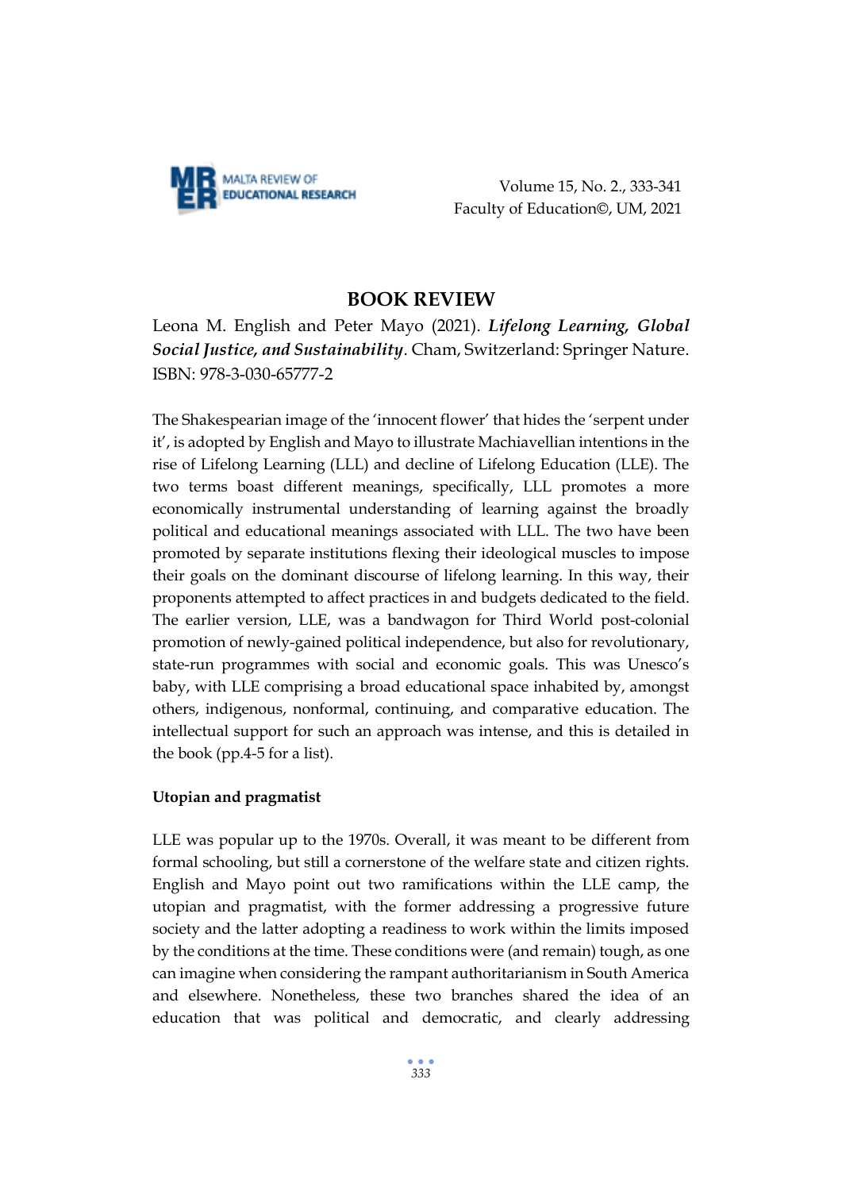# BOOK REVIEW

Leona M. English and Peter Mayo (2021). ***Lifelong Learning, Global Social Justice, and Sustainability***. Cham, Switzerland: Springer Nature. ISBN: 978-3-030-65777-2

The Shakespearian image of the 'innocent flower' that hides the 'serpent under it', is adopted by English and Mayo to illustrate Machiavellian intentions in the rise of Lifelong Learning (LLL) and decline of Lifelong Education (LLE). The two terms boast different meanings, specifically, LLL promotes a more economically instrumental understanding of learning against the broadly political and educational meanings associated with LLL. The two have been promoted by separate institutions flexing their ideological muscles to impose their goals on the dominant discourse of lifelong learning. In this way, their proponents attempted to affect practices in and budgets dedicated to the field. The earlier version, LLE, was a bandwagon for Third World post-colonial promotion of newly-gained political independence, but also for revolutionary, state-run programmes with social and economic goals. This was Unesco's baby, with LLE comprising a broad educational space inhabited by, amongst others, indigenous, nonformal, continuing, and comparative education. The intellectual support for such an approach was intense, and this is detailed in the book (pp.4-5 for a list).

**Utopian and pragmatist**

LLE was popular up to the 1970s. Overall, it was meant to be different from formal schooling, but still a cornerstone of the welfare state and citizen rights. English and Mayo point out two ramifications within the LLE camp, the utopian and pragmatist, with the former addressing a progressive future society and the latter adopting a readiness to work within the limits imposed by the conditions at the time. These conditions were (and remain) tough, as one can imagine when considering the rampant authoritarianism in South America and elsewhere. Nonetheless, these two branches shared the idea of an education that was political and democratic, and clearly addressing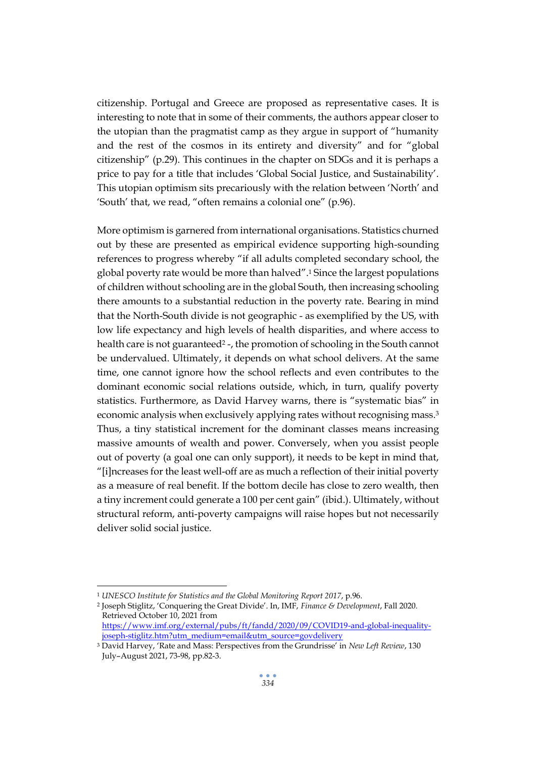citizenship. Portugal and Greece are proposed as representative cases. It is interesting to note that in some of their comments, the authors appear closer to the utopian than the pragmatist camp as they argue in support of "humanity and the rest of the cosmos in its entirety and diversity" and for "global citizenship" (p.29). This continues in the chapter on SDGs and it is perhaps a price to pay for a title that includes 'Global Social Justice, and Sustainability'. This utopian optimism sits precariously with the relation between 'North' and 'South' that, we read, "often remains a colonial one" (p.96).

More optimism is garnered from international organisations. Statistics churned out by these are presented as empirical evidence supporting high-sounding references to progress whereby "if all adults completed secondary school, the global poverty rate would be more than halved".[1] Since the largest populations of children without schooling are in the global South, then increasing schooling there amounts to a substantial reduction in the poverty rate. Bearing in mind that the North-South divide is not geographic - as exemplified by the US, with low life expectancy and high levels of health disparities, and where access to health care is not guaranteed[2] -, the promotion of schooling in the South cannot be undervalued. Ultimately, it depends on what school delivers. At the same time, one cannot ignore how the school reflects and even contributes to the dominant economic social relations outside, which, in turn, qualify poverty statistics. Furthermore, as David Harvey warns, there is "systematic bias" in economic analysis when exclusively applying rates without recognising mass.[3] Thus, a tiny statistical increment for the dominant classes means increasing massive amounts of wealth and power. Conversely, when you assist people out of poverty (a goal one can only support), it needs to be kept in mind that, "[i]ncreases for the least well-off are as much a reflection of their initial poverty as a measure of real benefit. If the bottom decile has close to zero wealth, then a tiny increment could generate a 100 per cent gain" (ibid.). Ultimately, without structural reform, anti-poverty campaigns will raise hopes but not necessarily deliver solid social justice.

---

[1] *UNESCO Institute for Statistics and the Global Monitoring Report 2017*, p.96.

[2] Joseph Stiglitz, 'Conquering the Great Divide'. In, IMF, *Finance & Development*, Fall 2020. Retrieved October 10, 2021 from https://www.imf.org/external/pubs/ft/fandd/2020/09/COVID19-and-global-inequality-joseph-stiglitz.htm?utm_medium=email&utm_source=govdelivery

[3] David Harvey, 'Rate and Mass: Perspectives from the Grundrisse' in *New Left Review*, 130 July–August 2021, 73-98, pp.82-3.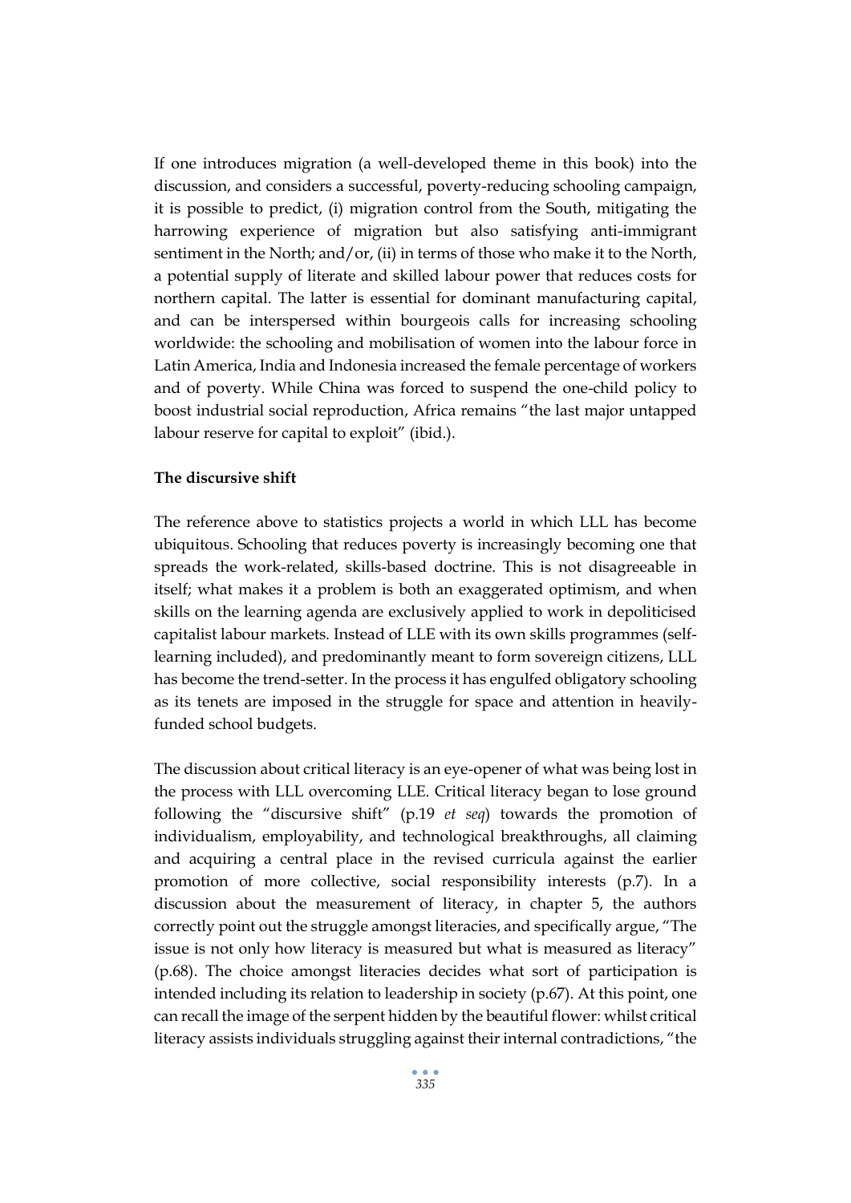If one introduces migration (a well-developed theme in this book) into the discussion, and considers a successful, poverty-reducing schooling campaign, it is possible to predict, (i) migration control from the South, mitigating the harrowing experience of migration but also satisfying anti-immigrant sentiment in the North; and/or, (ii) in terms of those who make it to the North, a potential supply of literate and skilled labour power that reduces costs for northern capital. The latter is essential for dominant manufacturing capital, and can be interspersed within bourgeois calls for increasing schooling worldwide: the schooling and mobilisation of women into the labour force in Latin America, India and Indonesia increased the female percentage of workers and of poverty. While China was forced to suspend the one-child policy to boost industrial social reproduction, Africa remains "the last major untapped labour reserve for capital to exploit" (ibid.).

**The discursive shift**

The reference above to statistics projects a world in which LLL has become ubiquitous. Schooling that reduces poverty is increasingly becoming one that spreads the work-related, skills-based doctrine. This is not disagreeable in itself; what makes it a problem is both an exaggerated optimism, and when skills on the learning agenda are exclusively applied to work in depoliticised capitalist labour markets. Instead of LLE with its own skills programmes (self-learning included), and predominantly meant to form sovereign citizens, LLL has become the trend-setter. In the process it has engulfed obligatory schooling as its tenets are imposed in the struggle for space and attention in heavily-funded school budgets.

The discussion about critical literacy is an eye-opener of what was being lost in the process with LLL overcoming LLE. Critical literacy began to lose ground following the "discursive shift" (p.19 *et seq*) towards the promotion of individualism, employability, and technological breakthroughs, all claiming and acquiring a central place in the revised curricula against the earlier promotion of more collective, social responsibility interests (p.7). In a discussion about the measurement of literacy, in chapter 5, the authors correctly point out the struggle amongst literacies, and specifically argue, "The issue is not only how literacy is measured but what is measured as literacy" (p.68). The choice amongst literacies decides what sort of participation is intended including its relation to leadership in society (p.67). At this point, one can recall the image of the serpent hidden by the beautiful flower: whilst critical literacy assists individuals struggling against their internal contradictions, "the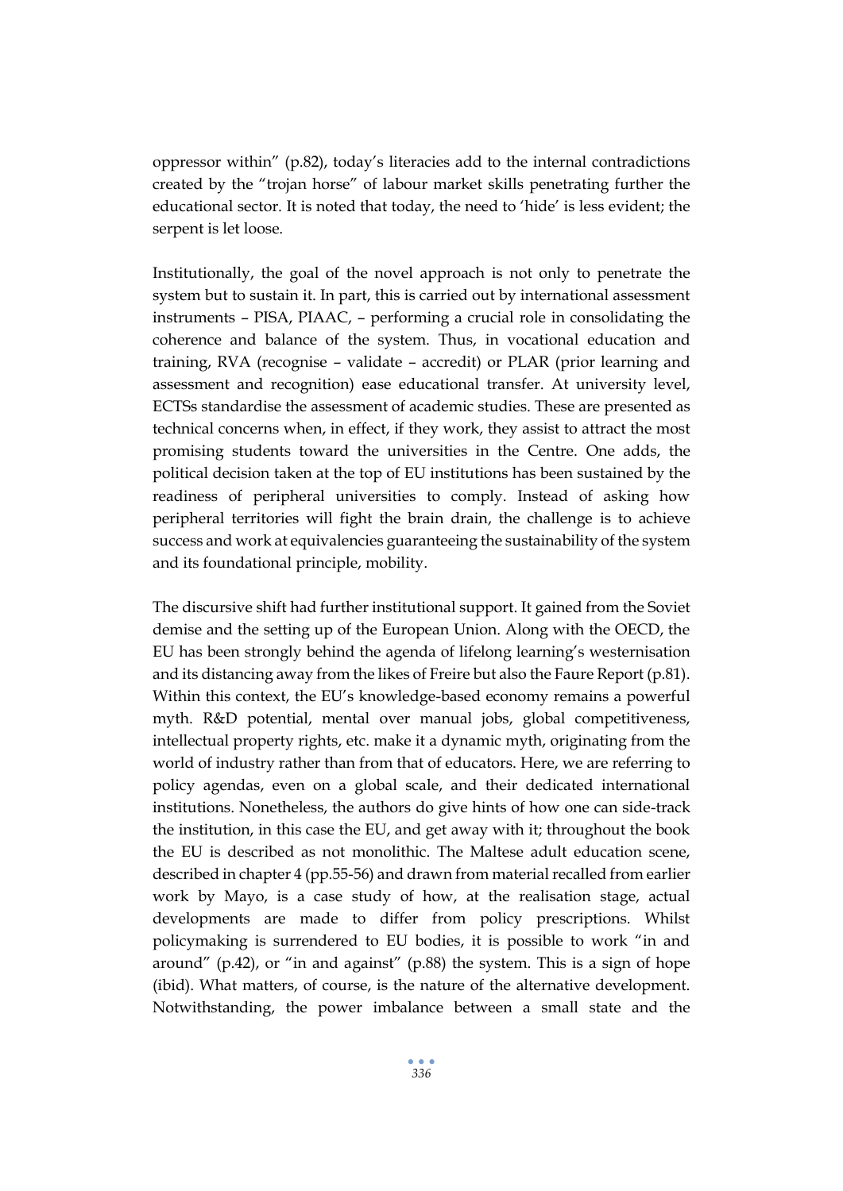oppressor within" (p.82), today's literacies add to the internal contradictions created by the "trojan horse" of labour market skills penetrating further the educational sector. It is noted that today, the need to 'hide' is less evident; the serpent is let loose.

Institutionally, the goal of the novel approach is not only to penetrate the system but to sustain it. In part, this is carried out by international assessment instruments – PISA, PIAAC, – performing a crucial role in consolidating the coherence and balance of the system. Thus, in vocational education and training, RVA (recognise – validate – accredit) or PLAR (prior learning and assessment and recognition) ease educational transfer. At university level, ECTSs standardise the assessment of academic studies. These are presented as technical concerns when, in effect, if they work, they assist to attract the most promising students toward the universities in the Centre. One adds, the political decision taken at the top of EU institutions has been sustained by the readiness of peripheral universities to comply. Instead of asking how peripheral territories will fight the brain drain, the challenge is to achieve success and work at equivalencies guaranteeing the sustainability of the system and its foundational principle, mobility.

The discursive shift had further institutional support. It gained from the Soviet demise and the setting up of the European Union. Along with the OECD, the EU has been strongly behind the agenda of lifelong learning's westernisation and its distancing away from the likes of Freire but also the Faure Report (p.81). Within this context, the EU's knowledge-based economy remains a powerful myth. R&D potential, mental over manual jobs, global competitiveness, intellectual property rights, etc. make it a dynamic myth, originating from the world of industry rather than from that of educators. Here, we are referring to policy agendas, even on a global scale, and their dedicated international institutions. Nonetheless, the authors do give hints of how one can side-track the institution, in this case the EU, and get away with it; throughout the book the EU is described as not monolithic. The Maltese adult education scene, described in chapter 4 (pp.55-56) and drawn from material recalled from earlier work by Mayo, is a case study of how, at the realisation stage, actual developments are made to differ from policy prescriptions. Whilst policymaking is surrendered to EU bodies, it is possible to work "in and around" (p.42), or "in and against" (p.88) the system. This is a sign of hope (ibid). What matters, of course, is the nature of the alternative development. Notwithstanding, the power imbalance between a small state and the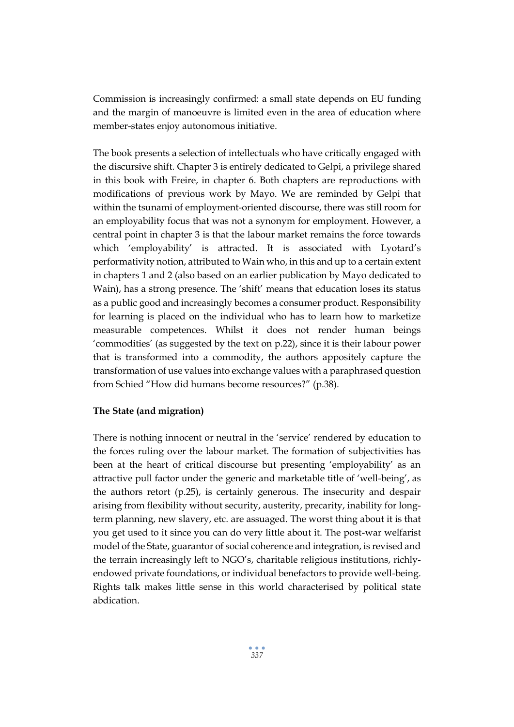Commission is increasingly confirmed: a small state depends on EU funding and the margin of manoeuvre is limited even in the area of education where member-states enjoy autonomous initiative.

The book presents a selection of intellectuals who have critically engaged with the discursive shift. Chapter 3 is entirely dedicated to Gelpi, a privilege shared in this book with Freire, in chapter 6. Both chapters are reproductions with modifications of previous work by Mayo. We are reminded by Gelpi that within the tsunami of employment-oriented discourse, there was still room for an employability focus that was not a synonym for employment. However, a central point in chapter 3 is that the labour market remains the force towards which 'employability' is attracted. It is associated with Lyotard's performativity notion, attributed to Wain who, in this and up to a certain extent in chapters 1 and 2 (also based on an earlier publication by Mayo dedicated to Wain), has a strong presence. The 'shift' means that education loses its status as a public good and increasingly becomes a consumer product. Responsibility for learning is placed on the individual who has to learn how to marketize measurable competences. Whilst it does not render human beings 'commodities' (as suggested by the text on p.22), since it is their labour power that is transformed into a commodity, the authors appositely capture the transformation of use values into exchange values with a paraphrased question from Schied "How did humans become resources?" (p.38).

**The State (and migration)**

There is nothing innocent or neutral in the 'service' rendered by education to the forces ruling over the labour market. The formation of subjectivities has been at the heart of critical discourse but presenting 'employability' as an attractive pull factor under the generic and marketable title of 'well-being', as the authors retort (p.25), is certainly generous. The insecurity and despair arising from flexibility without security, austerity, precarity, inability for long-term planning, new slavery, etc. are assuaged. The worst thing about it is that you get used to it since you can do very little about it. The post-war welfarist model of the State, guarantor of social coherence and integration, is revised and the terrain increasingly left to NGO's, charitable religious institutions, richly-endowed private foundations, or individual benefactors to provide well-being. Rights talk makes little sense in this world characterised by political state abdication.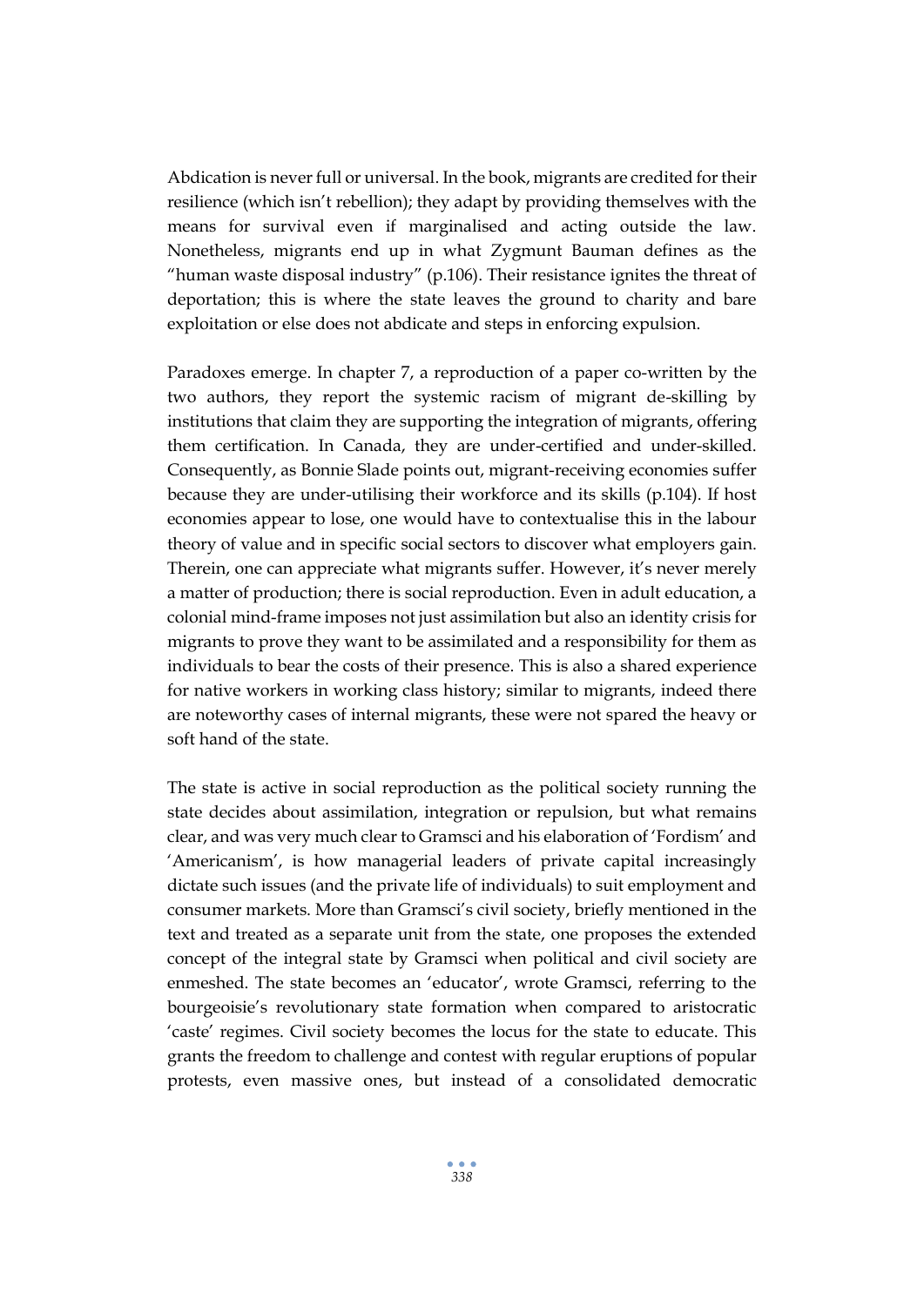Abdication is never full or universal. In the book, migrants are credited for their resilience (which isn't rebellion); they adapt by providing themselves with the means for survival even if marginalised and acting outside the law. Nonetheless, migrants end up in what Zygmunt Bauman defines as the "human waste disposal industry" (p.106). Their resistance ignites the threat of deportation; this is where the state leaves the ground to charity and bare exploitation or else does not abdicate and steps in enforcing expulsion.

Paradoxes emerge. In chapter 7, a reproduction of a paper co-written by the two authors, they report the systemic racism of migrant de-skilling by institutions that claim they are supporting the integration of migrants, offering them certification. In Canada, they are under-certified and under-skilled. Consequently, as Bonnie Slade points out, migrant-receiving economies suffer because they are under-utilising their workforce and its skills (p.104). If host economies appear to lose, one would have to contextualise this in the labour theory of value and in specific social sectors to discover what employers gain. Therein, one can appreciate what migrants suffer. However, it's never merely a matter of production; there is social reproduction. Even in adult education, a colonial mind-frame imposes not just assimilation but also an identity crisis for migrants to prove they want to be assimilated and a responsibility for them as individuals to bear the costs of their presence. This is also a shared experience for native workers in working class history; similar to migrants, indeed there are noteworthy cases of internal migrants, these were not spared the heavy or soft hand of the state.

The state is active in social reproduction as the political society running the state decides about assimilation, integration or repulsion, but what remains clear, and was very much clear to Gramsci and his elaboration of 'Fordism' and 'Americanism', is how managerial leaders of private capital increasingly dictate such issues (and the private life of individuals) to suit employment and consumer markets. More than Gramsci's civil society, briefly mentioned in the text and treated as a separate unit from the state, one proposes the extended concept of the integral state by Gramsci when political and civil society are enmeshed. The state becomes an 'educator', wrote Gramsci, referring to the bourgeoisie's revolutionary state formation when compared to aristocratic 'caste' regimes. Civil society becomes the locus for the state to educate. This grants the freedom to challenge and contest with regular eruptions of popular protests, even massive ones, but instead of a consolidated democratic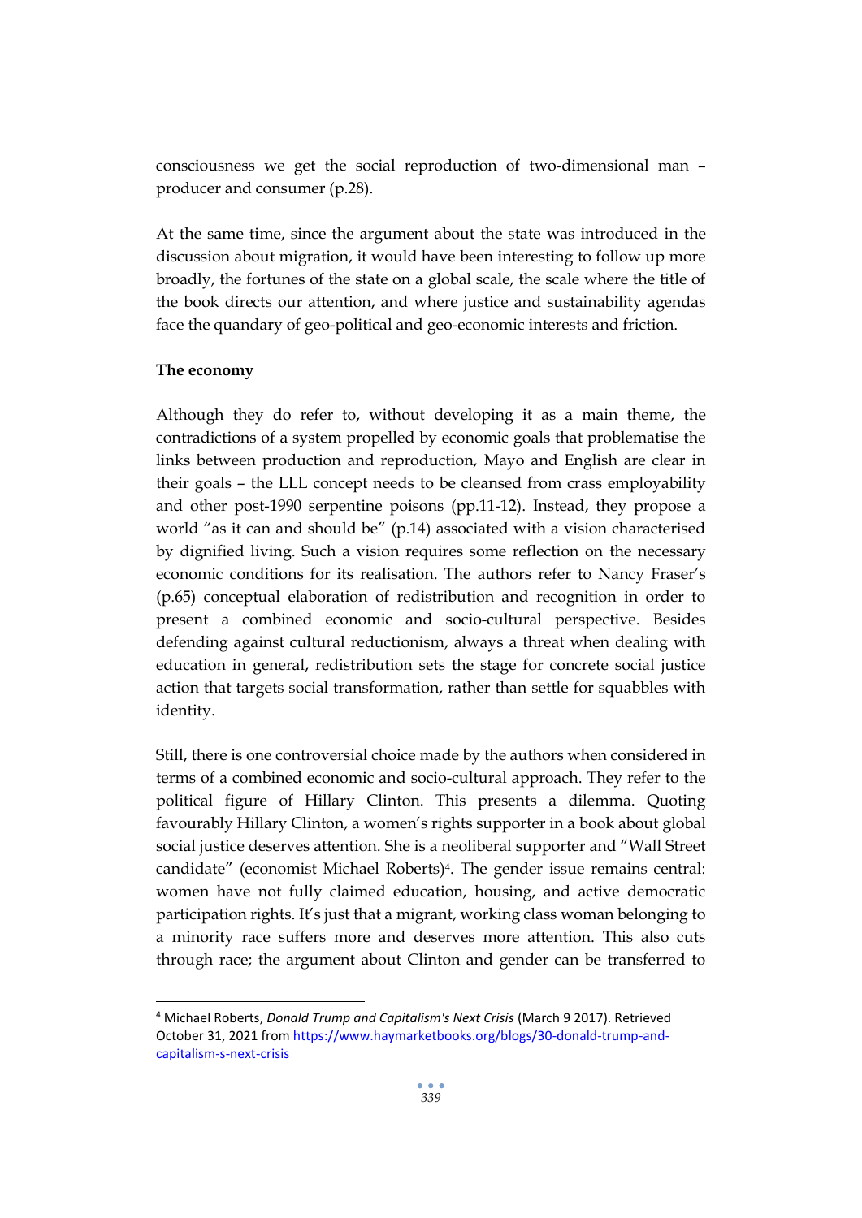consciousness we get the social reproduction of two-dimensional man – producer and consumer (p.28).

At the same time, since the argument about the state was introduced in the discussion about migration, it would have been interesting to follow up more broadly, the fortunes of the state on a global scale, the scale where the title of the book directs our attention, and where justice and sustainability agendas face the quandary of geo-political and geo-economic interests and friction.

**The economy**

Although they do refer to, without developing it as a main theme, the contradictions of a system propelled by economic goals that problematise the links between production and reproduction, Mayo and English are clear in their goals – the LLL concept needs to be cleansed from crass employability and other post-1990 serpentine poisons (pp.11-12). Instead, they propose a world "as it can and should be" (p.14) associated with a vision characterised by dignified living. Such a vision requires some reflection on the necessary economic conditions for its realisation. The authors refer to Nancy Fraser's (p.65) conceptual elaboration of redistribution and recognition in order to present a combined economic and socio-cultural perspective. Besides defending against cultural reductionism, always a threat when dealing with education in general, redistribution sets the stage for concrete social justice action that targets social transformation, rather than settle for squabbles with identity.

Still, there is one controversial choice made by the authors when considered in terms of a combined economic and socio-cultural approach. They refer to the political figure of Hillary Clinton. This presents a dilemma. Quoting favourably Hillary Clinton, a women's rights supporter in a book about global social justice deserves attention. She is a neoliberal supporter and "Wall Street candidate" (economist Michael Roberts)[4]. The gender issue remains central: women have not fully claimed education, housing, and active democratic participation rights. It's just that a migrant, working class woman belonging to a minority race suffers more and deserves more attention. This also cuts through race; the argument about Clinton and gender can be transferred to

---

[4] Michael Roberts, *Donald Trump and Capitalism's Next Crisis* (March 9 2017). Retrieved October 31, 2021 from https://www.haymarketbooks.org/blogs/30-donald-trump-and-capitalism-s-next-crisis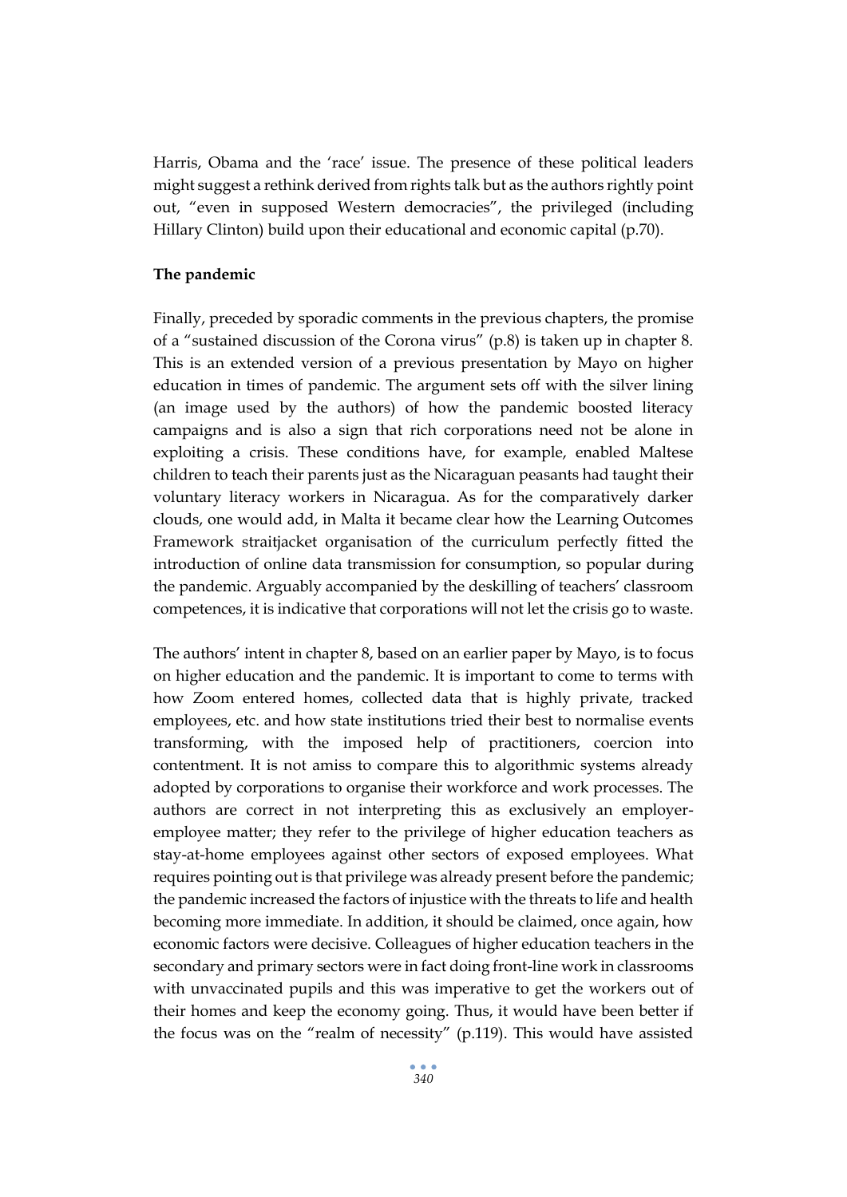Harris, Obama and the 'race' issue. The presence of these political leaders might suggest a rethink derived from rights talk but as the authors rightly point out, "even in supposed Western democracies", the privileged (including Hillary Clinton) build upon their educational and economic capital (p.70).

**The pandemic**

Finally, preceded by sporadic comments in the previous chapters, the promise of a "sustained discussion of the Corona virus" (p.8) is taken up in chapter 8. This is an extended version of a previous presentation by Mayo on higher education in times of pandemic. The argument sets off with the silver lining (an image used by the authors) of how the pandemic boosted literacy campaigns and is also a sign that rich corporations need not be alone in exploiting a crisis. These conditions have, for example, enabled Maltese children to teach their parents just as the Nicaraguan peasants had taught their voluntary literacy workers in Nicaragua. As for the comparatively darker clouds, one would add, in Malta it became clear how the Learning Outcomes Framework straitjacket organisation of the curriculum perfectly fitted the introduction of online data transmission for consumption, so popular during the pandemic. Arguably accompanied by the deskilling of teachers' classroom competences, it is indicative that corporations will not let the crisis go to waste.

The authors' intent in chapter 8, based on an earlier paper by Mayo, is to focus on higher education and the pandemic. It is important to come to terms with how Zoom entered homes, collected data that is highly private, tracked employees, etc. and how state institutions tried their best to normalise events transforming, with the imposed help of practitioners, coercion into contentment. It is not amiss to compare this to algorithmic systems already adopted by corporations to organise their workforce and work processes. The authors are correct in not interpreting this as exclusively an employer-employee matter; they refer to the privilege of higher education teachers as stay-at-home employees against other sectors of exposed employees. What requires pointing out is that privilege was already present before the pandemic; the pandemic increased the factors of injustice with the threats to life and health becoming more immediate. In addition, it should be claimed, once again, how economic factors were decisive. Colleagues of higher education teachers in the secondary and primary sectors were in fact doing front-line work in classrooms with unvaccinated pupils and this was imperative to get the workers out of their homes and keep the economy going. Thus, it would have been better if the focus was on the "realm of necessity" (p.119). This would have assisted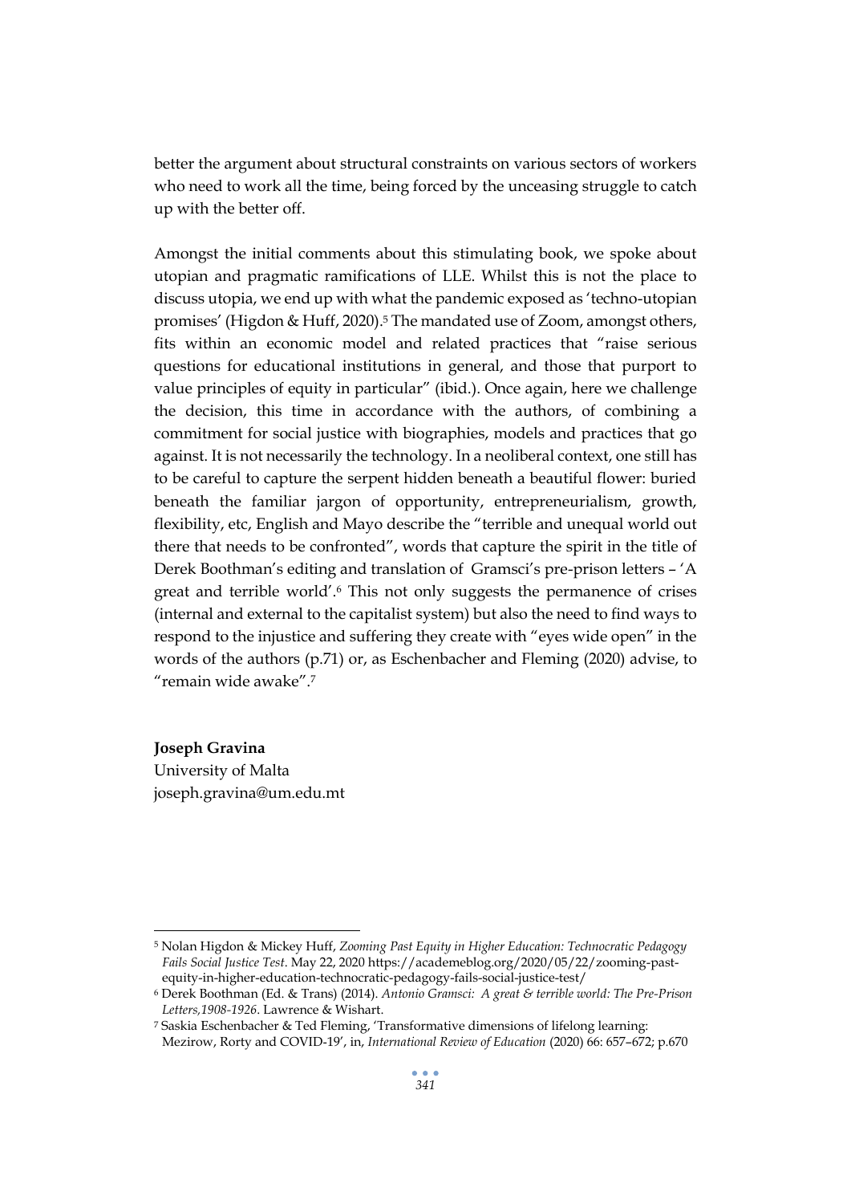better the argument about structural constraints on various sectors of workers who need to work all the time, being forced by the unceasing struggle to catch up with the better off.

Amongst the initial comments about this stimulating book, we spoke about utopian and pragmatic ramifications of LLE. Whilst this is not the place to discuss utopia, we end up with what the pandemic exposed as 'techno-utopian promises' (Higdon & Huff, 2020).[5] The mandated use of Zoom, amongst others, fits within an economic model and related practices that "raise serious questions for educational institutions in general, and those that purport to value principles of equity in particular" (ibid.). Once again, here we challenge the decision, this time in accordance with the authors, of combining a commitment for social justice with biographies, models and practices that go against. It is not necessarily the technology. In a neoliberal context, one still has to be careful to capture the serpent hidden beneath a beautiful flower: buried beneath the familiar jargon of opportunity, entrepreneurialism, growth, flexibility, etc, English and Mayo describe the "terrible and unequal world out there that needs to be confronted", words that capture the spirit in the title of Derek Boothman's editing and translation of Gramsci's pre-prison letters – 'A great and terrible world'.[6] This not only suggests the permanence of crises (internal and external to the capitalist system) but also the need to find ways to respond to the injustice and suffering they create with "eyes wide open" in the words of the authors (p.71) or, as Eschenbacher and Fleming (2020) advise, to "remain wide awake".[7]

**Joseph Gravina**
University of Malta
joseph.gravina@um.edu.mt

---

[5] Nolan Higdon & Mickey Huff, *Zooming Past Equity in Higher Education: Technocratic Pedagogy Fails Social Justice Test*. May 22, 2020 https://academeblog.org/2020/05/22/zooming-past-equity-in-higher-education-technocratic-pedagogy-fails-social-justice-test/

[6] Derek Boothman (Ed. & Trans) (2014). *Antonio Gramsci: A great & terrible world: The Pre-Prison Letters,1908-1926*. Lawrence & Wishart.

[7] Saskia Eschenbacher & Ted Fleming, 'Transformative dimensions of lifelong learning: Mezirow, Rorty and COVID-19', in, *International Review of Education* (2020) 66: 657–672; p.670